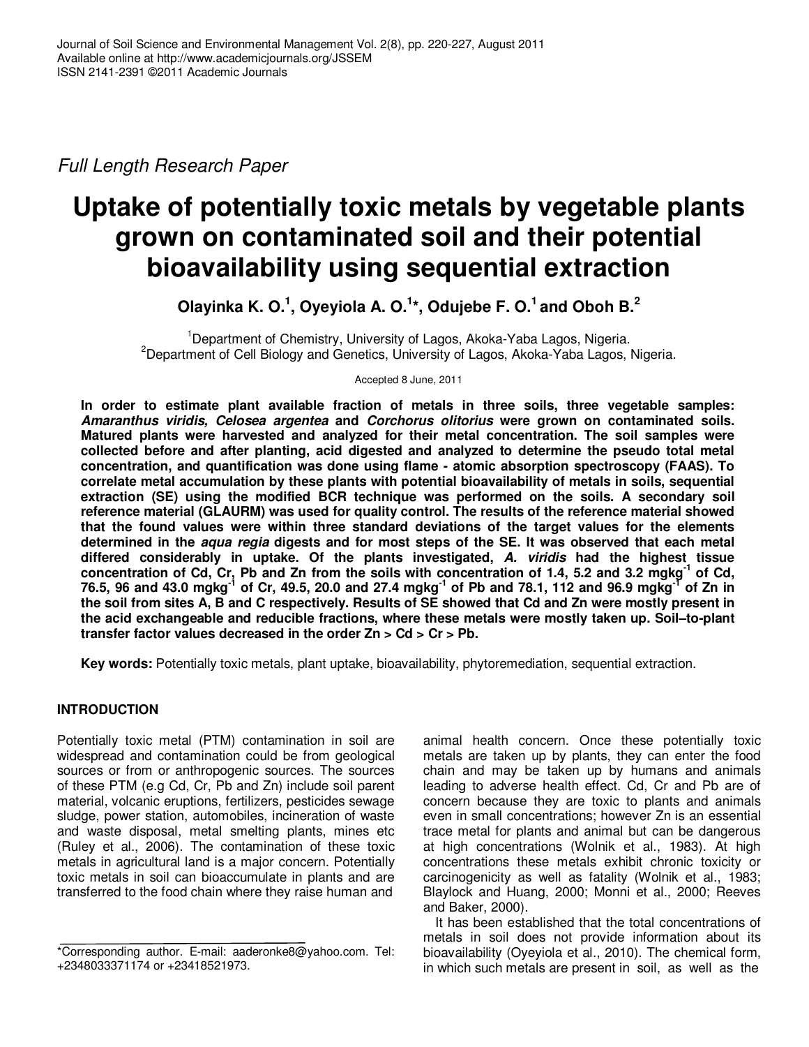Full Length Research Paper

# Uptake of potentially toxic metals by vegetable plants grown on contaminated soil and their potential bioavailability using sequential extraction

**Olayinka K. O.[1], Oyeyiola A. O.[1]*, Odujebe F. O.[1] and Oboh B.[2]**

[1]Department of Chemistry, University of Lagos, Akoka-Yaba Lagos, Nigeria.
[2]Department of Cell Biology and Genetics, University of Lagos, Akoka-Yaba Lagos, Nigeria.

Accepted 8 June, 2011

**In order to estimate plant available fraction of metals in three soils, three vegetable samples: *Amaranthus viridis, Celosea argentea* and *Corchorus olitorius* were grown on contaminated soils. Matured plants were harvested and analyzed for their metal concentration. The soil samples were collected before and after planting, acid digested and analyzed to determine the pseudo total metal concentration, and quantification was done using flame - atomic absorption spectroscopy (FAAS). To correlate metal accumulation by these plants with potential bioavailability of metals in soils, sequential extraction (SE) using the modified BCR technique was performed on the soils. A secondary soil reference material (GLAURM) was used for quality control. The results of the reference material showed that the found values were within three standard deviations of the target values for the elements determined in the *aqua regia* digests and for most steps of the SE. It was observed that each metal differed considerably in uptake. Of the plants investigated, *A. viridis* had the highest tissue concentration of Cd, Cr, Pb and Zn from the soils with concentration of 1.4, 5.2 and 3.2 $mgkg^{-1}$ of Cd, 76.5, 96 and 43.0 $mgkg^{-1}$ of Cr, 49.5, 20.0 and 27.4 $mgkg^{-1}$ of Pb and 78.1, 112 and 96.9 $mgkg^{-1}$ of Zn in the soil from sites A, B and C respectively. Results of SE showed that Cd and Zn were mostly present in the acid exchangeable and reducible fractions, where these metals were mostly taken up. Soil–to-plant transfer factor values decreased in the order Zn > Cd > Cr > Pb.**

**Key words:** Potentially toxic metals, plant uptake, bioavailability, phytoremediation, sequential extraction.

## INTRODUCTION

Potentially toxic metal (PTM) contamination in soil are widespread and contamination could be from geological sources or from or anthropogenic sources. The sources of these PTM (e.g Cd, Cr, Pb and Zn) include soil parent material, volcanic eruptions, fertilizers, pesticides sewage sludge, power station, automobiles, incineration of waste and waste disposal, metal smelting plants, mines etc (Ruley et al., 2006). The contamination of these toxic metals in agricultural land is a major concern. Potentially toxic metals in soil can bioaccumulate in plants and are transferred to the food chain where they raise human and animal health concern. Once these potentially toxic metals are taken up by plants, they can enter the food chain and may be taken up by humans and animals leading to adverse health effect. Cd, Cr and Pb are of concern because they are toxic to plants and animals even in small concentrations; however Zn is an essential trace metal for plants and animal but can be dangerous at high concentrations (Wolnik et al., 1983). At high concentrations these metals exhibit chronic toxicity or carcinogenicity as well as fatality (Wolnik et al., 1983; Blaylock and Huang, 2000; Monni et al., 2000; Reeves and Baker, 2000).

It has been established that the total concentrations of metals in soil does not provide information about its bioavailability (Oyeyiola et al., 2010). The chemical form, in which such metals are present in soil, as well as the

*Corresponding author. E-mail: aaderonke8@yahoo.com. Tel: +2348033371174 or +23418521973.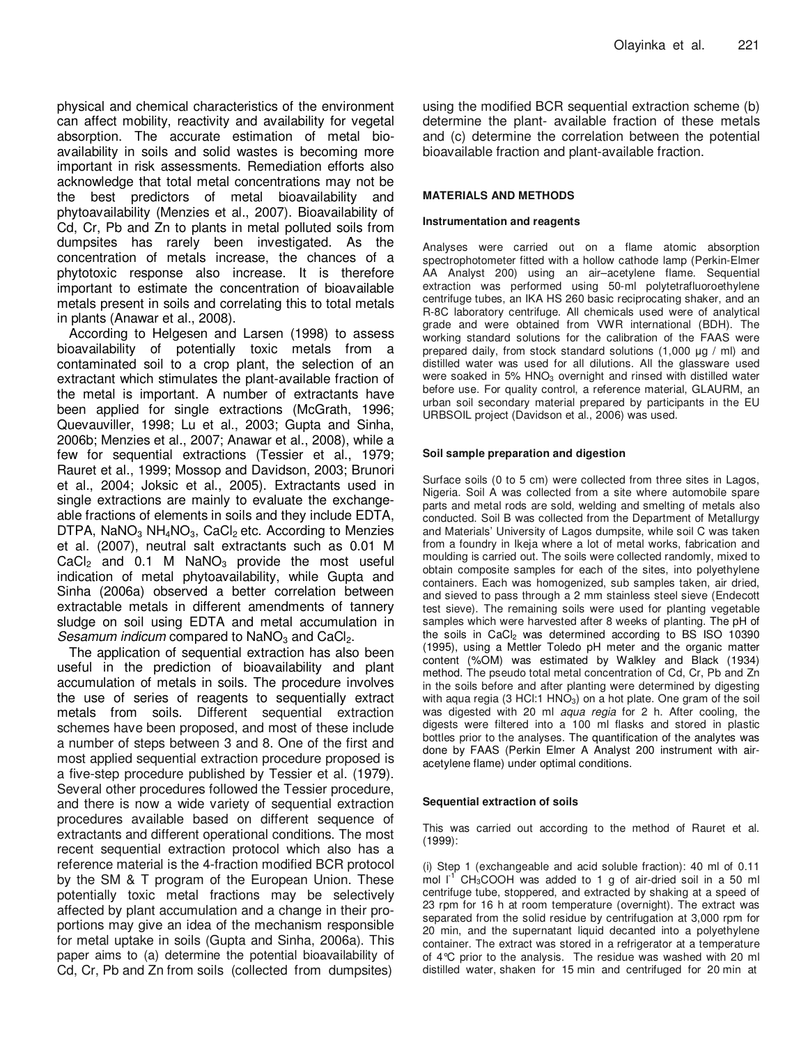physical and chemical characteristics of the environment can affect mobility, reactivity and availability for vegetal absorption. The accurate estimation of metal bioavailability in soils and solid wastes is becoming more important in risk assessments. Remediation efforts also acknowledge that total metal concentrations may not be the best predictors of metal bioavailability and phytoavailability (Menzies et al., 2007). Bioavailability of Cd, Cr, Pb and Zn to plants in metal polluted soils from dumpsites has rarely been investigated. As the concentration of metals increase, the chances of a phytotoxic response also increase. It is therefore important to estimate the concentration of bioavailable metals present in soils and correlating this to total metals in plants (Anawar et al., 2008).

According to Helgesen and Larsen (1998) to assess bioavailability of potentially toxic metals from a contaminated soil to a crop plant, the selection of an extractant which stimulates the plant-available fraction of the metal is important. A number of extractants have been applied for single extractions (McGrath, 1996; Quevauviller, 1998; Lu et al., 2003; Gupta and Sinha, 2006b; Menzies et al., 2007; Anawar et al., 2008), while a few for sequential extractions (Tessier et al., 1979; Rauret et al., 1999; Mossop and Davidson, 2003; Brunori et al., 2004; Joksic et al., 2005). Extractants used in single extractions are mainly to evaluate the exchangeable fractions of elements in soils and they include EDTA, DTPA, $NaNO_3$ $NH_4NO_3$, $CaCl_2$ etc. According to Menzies et al. (2007), neutral salt extractants such as 0.01 M $CaCl_2$ and 0.1 M $NaNO_3$ provide the most useful indication of metal phytoavailability, while Gupta and Sinha (2006a) observed a better correlation between extractable metals in different amendments of tannery sludge on soil using EDTA and metal accumulation in *Sesamum indicum* compared to $NaNO_3$ and $CaCl_2$.

The application of sequential extraction has also been useful in the prediction of bioavailability and plant accumulation of metals in soils. The procedure involves the use of series of reagents to sequentially extract metals from soils. Different sequential extraction schemes have been proposed, and most of these include a number of steps between 3 and 8. One of the first and most applied sequential extraction procedure proposed is a five-step procedure published by Tessier et al. (1979). Several other procedures followed the Tessier procedure, and there is now a wide variety of sequential extraction procedures available based on different sequence of extractants and different operational conditions. The most recent sequential extraction protocol which also has a reference material is the 4-fraction modified BCR protocol by the SM & T program of the European Union. These potentially toxic metal fractions may be selectively affected by plant accumulation and a change in their proportions may give an idea of the mechanism responsible for metal uptake in soils (Gupta and Sinha, 2006a). This paper aims to (a) determine the potential bioavailability of Cd, Cr, Pb and Zn from soils (collected from dumpsites) using the modified BCR sequential extraction scheme (b) determine the plant- available fraction of these metals and (c) determine the correlation between the potential bioavailable fraction and plant-available fraction.

## MATERIALS AND METHODS

### Instrumentation and reagents

Analyses were carried out on a flame atomic absorption spectrophotometer fitted with a hollow cathode lamp (Perkin-Elmer AA Analyst 200) using an air–acetylene flame. Sequential extraction was performed using 50-ml polytetrafluoroethylene centrifuge tubes, an IKA HS 260 basic reciprocating shaker, and an R-8C laboratory centrifuge. All chemicals used were of analytical grade and were obtained from VWR international (BDH). The working standard solutions for the calibration of the FAAS were prepared daily, from stock standard solutions (1,000 µg / ml) and distilled water was used for all dilutions. All the glassware used were soaked in 5% $HNO_3$ overnight and rinsed with distilled water before use. For quality control, a reference material, GLAURM, an urban soil secondary material prepared by participants in the EU URBSOIL project (Davidson et al., 2006) was used.

### Soil sample preparation and digestion

Surface soils (0 to 5 cm) were collected from three sites in Lagos, Nigeria. Soil A was collected from a site where automobile spare parts and metal rods are sold, welding and smelting of metals also conducted. Soil B was collected from the Department of Metallurgy and Materials' University of Lagos dumpsite, while soil C was taken from a foundry in Ikeja where a lot of metal works, fabrication and moulding is carried out. The soils were collected randomly, mixed to obtain composite samples for each of the sites, into polyethylene containers. Each was homogenized, sub samples taken, air dried, and sieved to pass through a 2 mm stainless steel sieve (Endecott test sieve). The remaining soils were used for planting vegetable samples which were harvested after 8 weeks of planting. The pH of the soils in $CaCl_2$ was determined according to BS ISO 10390 (1995), using a Mettler Toledo pH meter and the organic matter content (%OM) was estimated by Walkley and Black (1934) method. The pseudo total metal concentration of Cd, Cr, Pb and Zn in the soils before and after planting were determined by digesting with aqua regia (3 HCl:1 $HNO_3$) on a hot plate. One gram of the soil was digested with 20 ml *aqua regia* for 2 h. After cooling, the digests were filtered into a 100 ml flasks and stored in plastic bottles prior to the analyses. The quantification of the analytes was done by FAAS (Perkin Elmer A Analyst 200 instrument with air-acetylene flame) under optimal conditions.

### Sequential extraction of soils

This was carried out according to the method of Rauret et al. (1999):

(i) Step 1 (exchangeable and acid soluble fraction): 40 ml of 0.11 mol $l^{-1}$ $CH_3COOH$ was added to 1 g of air-dried soil in a 50 ml centrifuge tube, stoppered, and extracted by shaking at a speed of 23 rpm for 16 h at room temperature (overnight). The extract was separated from the solid residue by centrifugation at 3,000 rpm for 20 min, and the supernatant liquid decanted into a polyethylene container. The extract was stored in a refrigerator at a temperature of 4°C prior to the analysis. The residue was washed with 20 ml distilled water, shaken for 15 min and centrifuged for 20 min at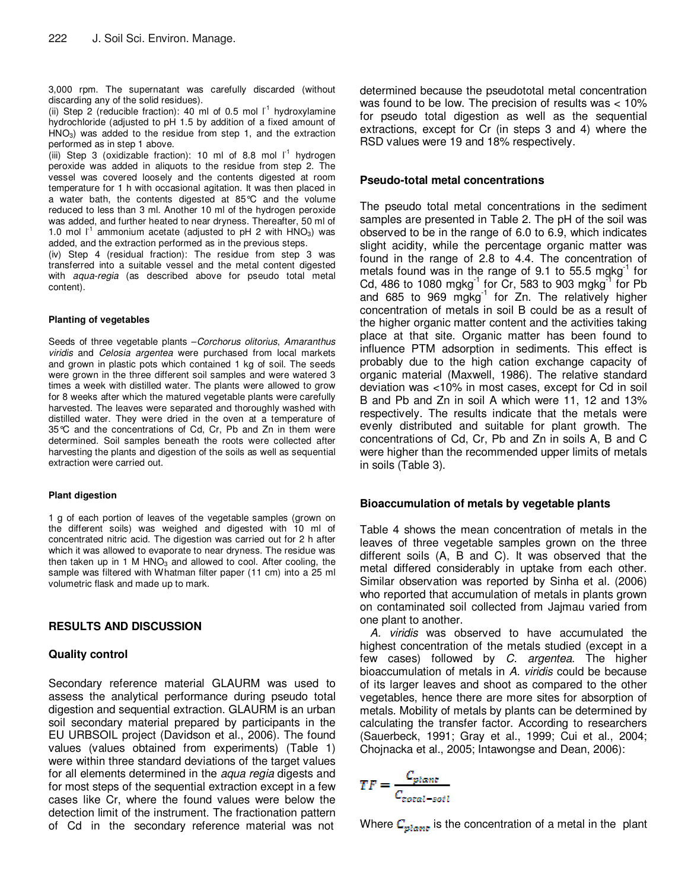3,000 rpm. The supernatant was carefully discarded (without discarding any of the solid residues).

(ii) Step 2 (reducible fraction): 40 ml of 0.5 mol $l^{-1}$ hydroxylamine hydrochloride (adjusted to pH 1.5 by addition of a fixed amount of $HNO_3$) was added to the residue from step 1, and the extraction performed as in step 1 above.

(iii) Step 3 (oxidizable fraction): 10 ml of 8.8 mol $l^{-1}$ hydrogen peroxide was added in aliquots to the residue from step 2. The vessel was covered loosely and the contents digested at room temperature for 1 h with occasional agitation. It was then placed in a water bath, the contents digested at 85°C and the volume reduced to less than 3 ml. Another 10 ml of the hydrogen peroxide was added, and further heated to near dryness. Thereafter, 50 ml of 1.0 mol $l^{-1}$ ammonium acetate (adjusted to pH 2 with $HNO_3$) was added, and the extraction performed as in the previous steps.

(iv) Step 4 (residual fraction): The residue from step 3 was transferred into a suitable vessel and the metal content digested with *aqua-regia* (as described above for pseudo total metal content).

#### Planting of vegetables

Seeds of three vegetable plants –*Corchorus olitorius*, *Amaranthus viridis* and *Celosia argentea* were purchased from local markets and grown in plastic pots which contained 1 kg of soil. The seeds were grown in the three different soil samples and were watered 3 times a week with distilled water. The plants were allowed to grow for 8 weeks after which the matured vegetable plants were carefully harvested. The leaves were separated and thoroughly washed with distilled water. They were dried in the oven at a temperature of 35°C and the concentrations of Cd, Cr, Pb and Zn in them were determined. Soil samples beneath the roots were collected after harvesting the plants and digestion of the soils as well as sequential extraction were carried out.

#### Plant digestion

1 g of each portion of leaves of the vegetable samples (grown on the different soils) was weighed and digested with 10 ml of concentrated nitric acid. The digestion was carried out for 2 h after which it was allowed to evaporate to near dryness. The residue was then taken up in 1 M $HNO_3$ and allowed to cool. After cooling, the sample was filtered with Whatman filter paper (11 cm) into a 25 ml volumetric flask and made up to mark.

## RESULTS AND DISCUSSION

### Quality control

Secondary reference material GLAURM was used to assess the analytical performance during pseudo total digestion and sequential extraction. GLAURM is an urban soil secondary material prepared by participants in the EU URBSOIL project (Davidson et al., 2006). The found values (values obtained from experiments) (Table 1) were within three standard deviations of the target values for all elements determined in the *aqua regia* digests and for most steps of the sequential extraction except in a few cases like Cr, where the found values were below the detection limit of the instrument. The fractionation pattern of Cd in the secondary reference material was not determined because the pseudototal metal concentration was found to be low. The precision of results was < 10% for pseudo total digestion as well as the sequential extractions, except for Cr (in steps 3 and 4) where the RSD values were 19 and 18% respectively.

### Pseudo-total metal concentrations

The pseudo total metal concentrations in the sediment samples are presented in Table 2. The pH of the soil was observed to be in the range of 6.0 to 6.9, which indicates slight acidity, while the percentage organic matter was found in the range of 2.8 to 4.4. The concentration of metals found was in the range of 9.1 to 55.5 $mgkg^{-1}$ for Cd, 486 to 1080 $mgkg^{-1}$ for Cr, 583 to 903 $mgkg^{-1}$ for Pb and 685 to 969 $mgkg^{-1}$ for Zn. The relatively higher concentration of metals in soil B could be as a result of the higher organic matter content and the activities taking place at that site. Organic matter has been found to influence PTM adsorption in sediments. This effect is probably due to the high cation exchange capacity of organic material (Maxwell, 1986). The relative standard deviation was <10% in most cases, except for Cd in soil B and Pb and Zn in soil A which were 11, 12 and 13% respectively. The results indicate that the metals were evenly distributed and suitable for plant growth. The concentrations of Cd, Cr, Pb and Zn in soils A, B and C were higher than the recommended upper limits of metals in soils (Table 3).

### Bioaccumulation of metals by vegetable plants

Table 4 shows the mean concentration of metals in the leaves of three vegetable samples grown on the three different soils (A, B and C). It was observed that the metal differed considerably in uptake from each other. Similar observation was reported by Sinha et al. (2006) who reported that accumulation of metals in plants grown on contaminated soil collected from Jajmau varied from one plant to another.

*A. viridis* was observed to have accumulated the highest concentration of the metals studied (except in a few cases) followed by *C. argentea*. The higher bioaccumulation of metals in *A. viridis* could be because of its larger leaves and shoot as compared to the other vegetables, hence there are more sites for absorption of metals. Mobility of metals by plants can be determined by calculating the transfer factor. According to researchers (Sauerbeck, 1991; Gray et al., 1999; Cui et al., 2004; Chojnacka et al., 2005; Intawongse and Dean, 2006):

$$TF = \frac{C_{plant}}{C_{total-soil}}$$

Where $C_{plant}$ is the concentration of a metal in the plant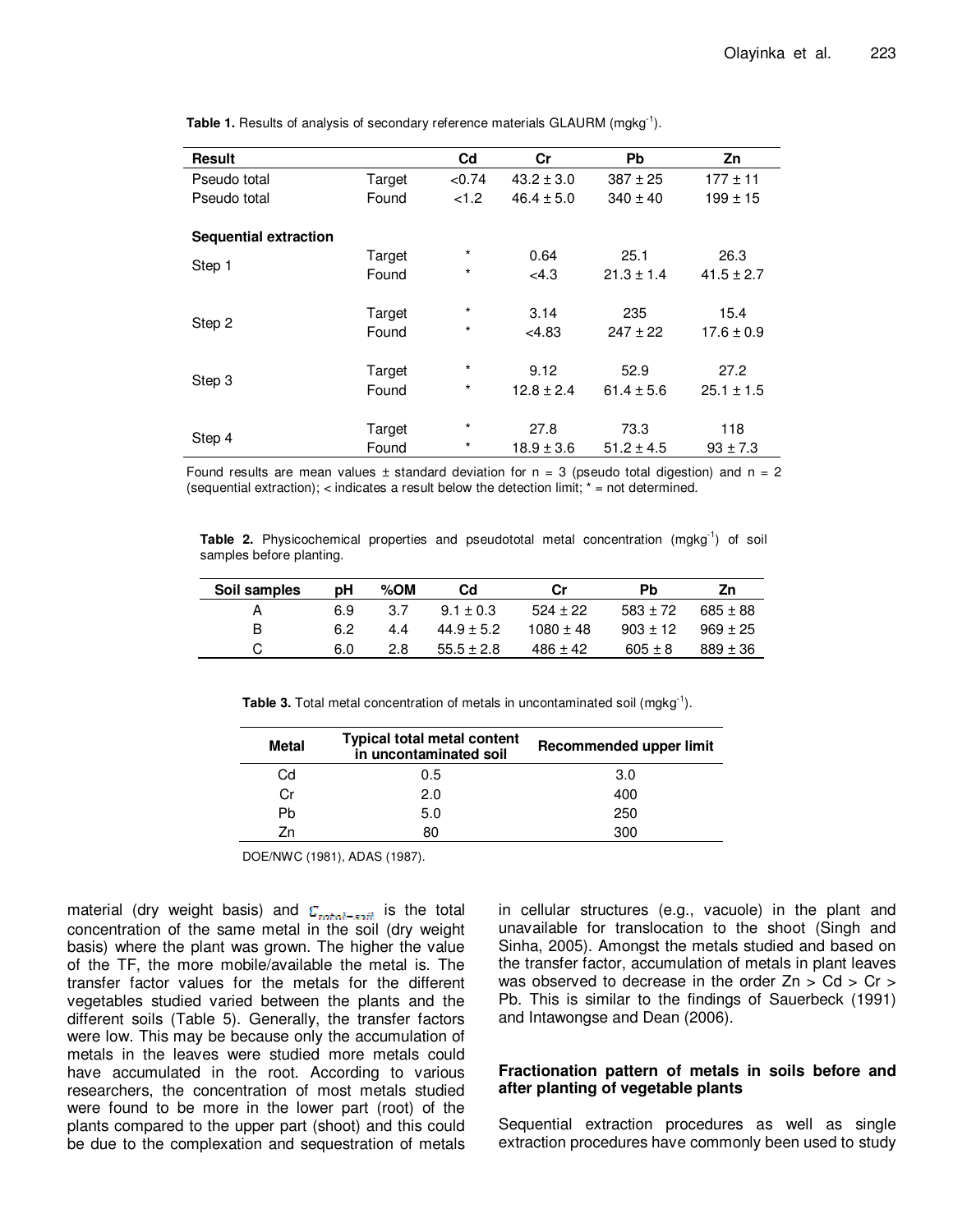**Table 1.** Results of analysis of secondary reference materials GLAURM (mgkg$^{-1}$).

| Result | | Cd | Cr | Pb | Zn |
|---|---|---|---|---|---|
| Pseudo total | Target | <0.74 | 43.2 ± 3.0 | 387 ± 25 | 177 ± 11 |
| Pseudo total | Found | <1.2 | 46.4 ± 5.0 | 340 ± 40 | 199 ± 15 |
| **Sequential extraction** | | | | | |
| Step 1 | Target | * | 0.64 | 25.1 | 26.3 |
| | Found | * | <4.3 | 21.3 ± 1.4 | 41.5 ± 2.7 |
| Step 2 | Target | * | 3.14 | 235 | 15.4 |
| | Found | * | <4.83 | 247 ± 22 | 17.6 ± 0.9 |
| Step 3 | Target | * | 9.12 | 52.9 | 27.2 |
| | Found | * | 12.8 ± 2.4 | 61.4 ± 5.6 | 25.1 ± 1.5 |
| Step 4 | Target | * | 27.8 | 73.3 | 118 |
| | Found | * | 18.9 ± 3.6 | 51.2 ± 4.5 | 93 ± 7.3 |

Found results are mean values ± standard deviation for n = 3 (pseudo total digestion) and n = 2 (sequential extraction); < indicates a result below the detection limit; * = not determined.

**Table 2.** Physicochemical properties and pseudototal metal concentration (mgkg$^{-1}$) of soil samples before planting.

| Soil samples | pH | %OM | Cd | Cr | Pb | Zn |
|---|---|---|---|---|---|---|
| A | 6.9 | 3.7 | 9.1 ± 0.3 | 524 ± 22 | 583 ± 72 | 685 ± 88 |
| B | 6.2 | 4.4 | 44.9 ± 5.2 | 1080 ± 48 | 903 ± 12 | 969 ± 25 |
| C | 6.0 | 2.8 | 55.5 ± 2.8 | 486 ± 42 | 605 ± 8 | 889 ± 36 |

**Table 3.** Total metal concentration of metals in uncontaminated soil (mgkg$^{-1}$).

| Metal | Typical total metal content in uncontaminated soil | Recommended upper limit |
|---|---|---|
| Cd | 0.5 | 3.0 |
| Cr | 2.0 | 400 |
| Pb | 5.0 | 250 |
| Zn | 80 | 300 |

DOE/NWC (1981), ADAS (1987).

material (dry weight basis) and $C_{total-soil}$ is the total concentration of the same metal in the soil (dry weight basis) where the plant was grown. The higher the value of the TF, the more mobile/available the metal is. The transfer factor values for the metals for the different vegetables studied varied between the plants and the different soils (Table 5). Generally, the transfer factors were low. This may be because only the accumulation of metals in the leaves were studied more metals could have accumulated in the root. According to various researchers, the concentration of most metals studied were found to be more in the lower part (root) of the plants compared to the upper part (shoot) and this could be due to the complexation and sequestration of metals in cellular structures (e.g., vacuole) in the plant and unavailable for translocation to the shoot (Singh and Sinha, 2005). Amongst the metals studied and based on the transfer factor, accumulation of metals in plant leaves was observed to decrease in the order Zn > Cd > Cr > Pb. This is similar to the findings of Sauerbeck (1991) and Intawongse and Dean (2006).

## Fractionation pattern of metals in soils before and after planting of vegetable plants

Sequential extraction procedures as well as single extraction procedures have commonly been used to study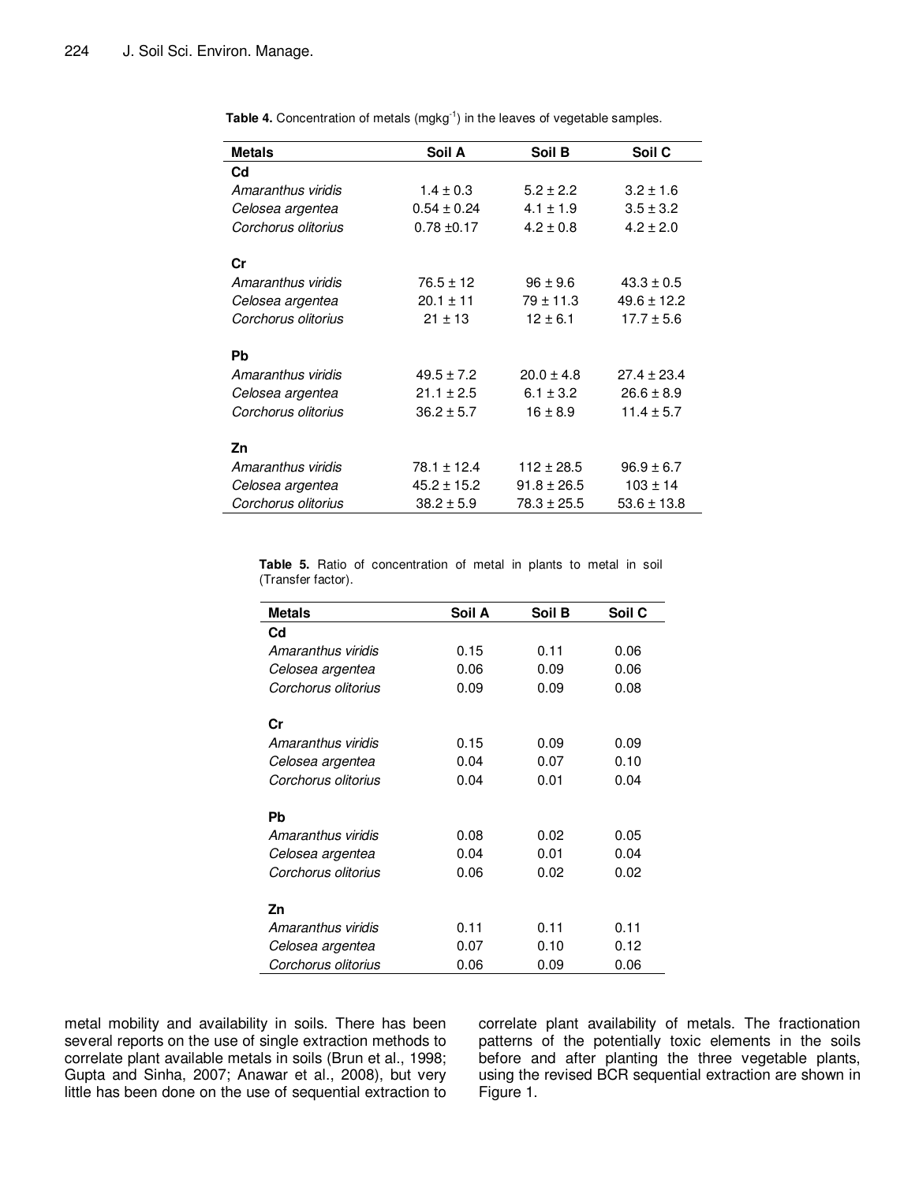**Table 4.** Concentration of metals (mgkg$^{-1}$) in the leaves of vegetable samples.

| Metals | Soil A | Soil B | Soil C |
|---|---|---|---|
| **Cd** | | | |
| *Amaranthus viridis* | 1.4 ± 0.3 | 5.2 ± 2.2 | 3.2 ± 1.6 |
| *Celosea argentea* | 0.54 ± 0.24 | 4.1 ± 1.9 | 3.5 ± 3.2 |
| *Corchorus olitorius* | 0.78 ±0.17 | 4.2 ± 0.8 | 4.2 ± 2.0 |
| **Cr** | | | |
| *Amaranthus viridis* | 76.5 ± 12 | 96 ± 9.6 | 43.3 ± 0.5 |
| *Celosea argentea* | 20.1 ± 11 | 79 ± 11.3 | 49.6 ± 12.2 |
| *Corchorus olitorius* | 21 ± 13 | 12 ± 6.1 | 17.7 ± 5.6 |
| **Pb** | | | |
| *Amaranthus viridis* | 49.5 ± 7.2 | 20.0 ± 4.8 | 27.4 ± 23.4 |
| *Celosea argentea* | 21.1 ± 2.5 | 6.1 ± 3.2 | 26.6 ± 8.9 |
| *Corchorus olitorius* | 36.2 ± 5.7 | 16 ± 8.9 | 11.4 ± 5.7 |
| **Zn** | | | |
| *Amaranthus viridis* | 78.1 ± 12.4 | 112 ± 28.5 | 96.9 ± 6.7 |
| *Celosea argentea* | 45.2 ± 15.2 | 91.8 ± 26.5 | 103 ± 14 |
| *Corchorus olitorius* | 38.2 ± 5.9 | 78.3 ± 25.5 | 53.6 ± 13.8 |

**Table 5.** Ratio of concentration of metal in plants to metal in soil (Transfer factor).

| Metals | Soil A | Soil B | Soil C |
|---|---|---|---|
| **Cd** | | | |
| *Amaranthus viridis* | 0.15 | 0.11 | 0.06 |
| *Celosea argentea* | 0.06 | 0.09 | 0.06 |
| *Corchorus olitorius* | 0.09 | 0.09 | 0.08 |
| **Cr** | | | |
| *Amaranthus viridis* | 0.15 | 0.09 | 0.09 |
| *Celosea argentea* | 0.04 | 0.07 | 0.10 |
| *Corchorus olitorius* | 0.04 | 0.01 | 0.04 |
| **Pb** | | | |
| *Amaranthus viridis* | 0.08 | 0.02 | 0.05 |
| *Celosea argentea* | 0.04 | 0.01 | 0.04 |
| *Corchorus olitorius* | 0.06 | 0.02 | 0.02 |
| **Zn** | | | |
| *Amaranthus viridis* | 0.11 | 0.11 | 0.11 |
| *Celosea argentea* | 0.07 | 0.10 | 0.12 |
| *Corchorus olitorius* | 0.06 | 0.09 | 0.06 |

metal mobility and availability in soils. There has been several reports on the use of single extraction methods to correlate plant available metals in soils (Brun et al., 1998; Gupta and Sinha, 2007; Anawar et al., 2008), but very little has been done on the use of sequential extraction to correlate plant availability of metals. The fractionation patterns of the potentially toxic elements in the soils before and after planting the three vegetable plants, using the revised BCR sequential extraction are shown in Figure 1.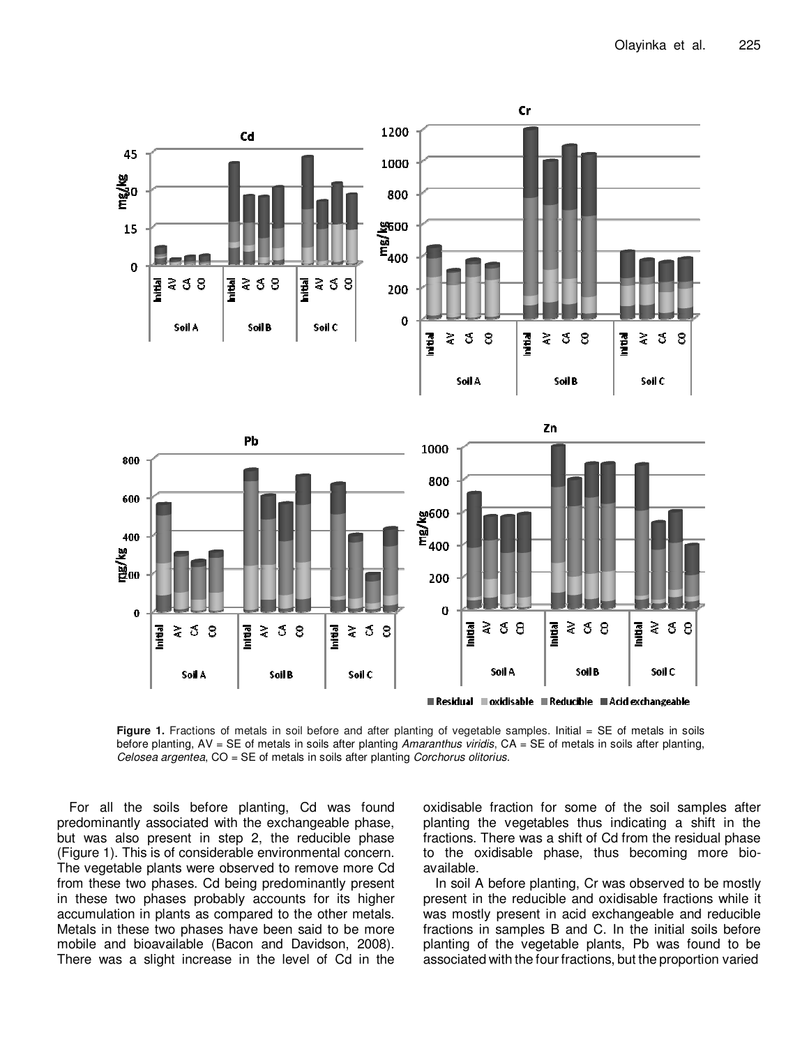**Figure 1.** Fractions of metals in soil before and after planting of vegetable samples. Initial = SE of metals in soils before planting, AV = SE of metals in soils after planting *Amaranthus viridis*, CA = SE of metals in soils after planting, *Celosea argentea*, CO = SE of metals in soils after planting *Corchorus olitorius*.

For all the soils before planting, Cd was found predominantly associated with the exchangeable phase, but was also present in step 2, the reducible phase (Figure 1). This is of considerable environmental concern. The vegetable plants were observed to remove more Cd from these two phases. Cd being predominantly present in these two phases probably accounts for its higher accumulation in plants as compared to the other metals. Metals in these two phases have been said to be more mobile and bioavailable (Bacon and Davidson, 2008). There was a slight increase in the level of Cd in the oxidisable fraction for some of the soil samples after planting the vegetables thus indicating a shift in the fractions. There was a shift of Cd from the residual phase to the oxidisable phase, thus becoming more bioavailable.

In soil A before planting, Cr was observed to be mostly present in the reducible and oxidisable fractions while it was mostly present in acid exchangeable and reducible fractions in samples B and C. In the initial soils before planting of the vegetable plants, Pb was found to be associated with the four fractions, but the proportion varied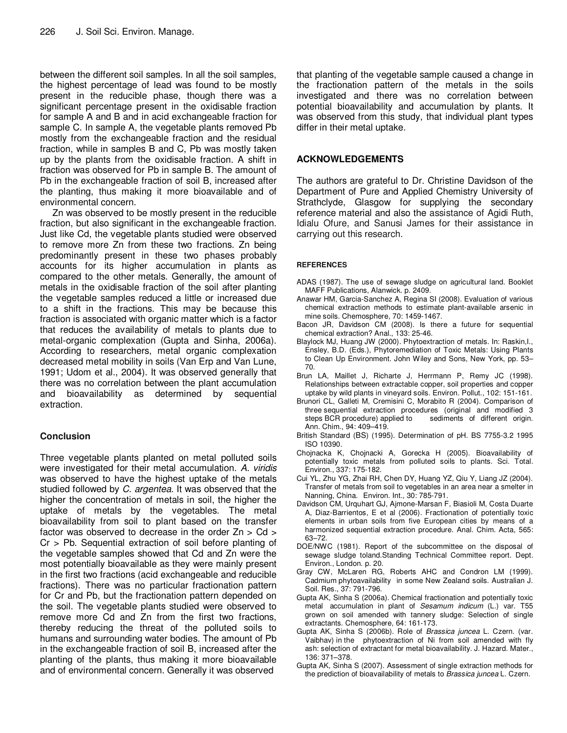between the different soil samples. In all the soil samples, the highest percentage of lead was found to be mostly present in the reducible phase, though there was a significant percentage present in the oxidisable fraction for sample A and B and in acid exchangeable fraction for sample C. In sample A, the vegetable plants removed Pb mostly from the exchangeable fraction and the residual fraction, while in samples B and C, Pb was mostly taken up by the plants from the oxidisable fraction. A shift in fraction was observed for Pb in sample B. The amount of Pb in the exchangeable fraction of soil B, increased after the planting, thus making it more bioavailable and of environmental concern.

Zn was observed to be mostly present in the reducible fraction, but also significant in the exchangeable fraction. Just like Cd, the vegetable plants studied were observed to remove more Zn from these two fractions. Zn being predominantly present in these two phases probably accounts for its higher accumulation in plants as compared to the other metals. Generally, the amount of metals in the oxidisable fraction of the soil after planting the vegetable samples reduced a little or increased due to a shift in the fractions. This may be because this fraction is associated with organic matter which is a factor that reduces the availability of metals to plants due to metal-organic complexation (Gupta and Sinha, 2006a). According to researchers, metal organic complexation decreased metal mobility in soils (Van Erp and Van Lune, 1991; Udom et al., 2004). It was observed generally that there was no correlation between the plant accumulation and bioavailability as determined by sequential extraction.

## Conclusion

Three vegetable plants planted on metal polluted soils were investigated for their metal accumulation. *A. viridis* was observed to have the highest uptake of the metals studied followed by *C. argentea*. It was observed that the higher the concentration of metals in soil, the higher the uptake of metals by the vegetables. The metal bioavailability from soil to plant based on the transfer factor was observed to decrease in the order Zn > Cd > Cr > Pb. Sequential extraction of soil before planting of the vegetable samples showed that Cd and Zn were the most potentially bioavailable as they were mainly present in the first two fractions (acid exchangeable and reducible fractions). There was no particular fractionation pattern for Cr and Pb, but the fractionation pattern depended on the soil. The vegetable plants studied were observed to remove more Cd and Zn from the first two fractions, thereby reducing the threat of the polluted soils to humans and surrounding water bodies. The amount of Pb in the exchangeable fraction of soil B, increased after the planting of the plants, thus making it more bioavailable and of environmental concern. Generally it was observed that planting of the vegetable sample caused a change in the fractionation pattern of the metals in the soils investigated and there was no correlation between potential bioavailability and accumulation by plants. It was observed from this study, that individual plant types differ in their metal uptake.

## ACKNOWLEDGEMENTS

The authors are grateful to Dr. Christine Davidson of the Department of Pure and Applied Chemistry University of Strathclyde, Glasgow for supplying the secondary reference material and also the assistance of Agidi Ruth, Idialu Ofure, and Sanusi James for their assistance in carrying out this research.

## REFERENCES

ADAS (1987). The use of sewage sludge on agricultural land. Booklet MAFF Publications, Alanwick. p. 2409.

Anawar HM, Garcia-Sanchez A, Regina SI (2008). Evaluation of various chemical extraction methods to estimate plant-available arsenic in mine soils. Chemosphere, 70: 1459-1467.

Bacon JR, Davidson CM (2008). Is there a future for sequential chemical extraction? Anal., 133: 25-46.

Blaylock MJ, Huang JW (2000). Phytoextraction of metals. In: Raskin,I., Ensley, B.D. (Eds.), Phytoremediation of Toxic Metals: Using Plants to Clean Up Environment. John Wiley and Sons, New York, pp. 53–70.

Brun LA, Maillet J, Richarte J, Herrmann P, Remy JC (1998). Relationships between extractable copper, soil properties and copper uptake by wild plants in vineyard soils. Environ. Pollut., 102: 151-161.

Brunori C, Galleti M, Cremisini C, Morabito R (2004). Comparison of three sequential extraction procedures (original and modified 3 steps BCR procedure) applied to sediments of different origin. Ann. Chim., 94: 409–419.

British Standard (BS) (1995). Determination of pH. BS 7755-3.2 1995 ISO 10390.

Chojnacka K, Chojnacki A, Gorecka H (2005). Bioavailability of potentially toxic metals from polluted soils to plants. Sci. Total. Environ., 337: 175-182.

Cui YL, Zhu YG, Zhai RH, Chen DY, Huang YZ, Qiu Y, Liang JZ (2004). Transfer of metals from soil to vegetables in an area near a smelter in Nanning, China. Environ. Int., 30: 785-791.

Davidson CM, Urquhart GJ, Ajmone-Marsan F, Biasioli M, Costa Duarte A, Diaz-Barrientos, E et al (2006). Fractionation of potentially toxic elements in urban soils from five European cities by means of a harmonized sequential extraction procedure. Anal. Chim. Acta, 565: 63–72.

DOE/NWC (1981). Report of the subcommittee on the disposal of sewage sludge toland.Standing Technical Committee report. Dept. Environ., London. p. 20.

Gray CW, McLaren RG, Roberts AHC and Condron LM (1999). Cadmium phytoavailability in some New Zealand soils. Australian J. Soil. Res., 37: 791-796.

Gupta AK, Sinha S (2006a). Chemical fractionation and potentially toxic metal accumulation in plant of *Sesamum indicum* (L.) var. T55 grown on soil amended with tannery sludge: Selection of single extractants. Chemosphere, 64: 161-173.

Gupta AK, Sinha S (2006b). Role of *Brassica juncea* L. Czern. (var. Vaibhav) in the phytoextraction of Ni from soil amended with fly ash: selection of extractant for metal bioavailability. J. Hazard. Mater., 136: 371–378.

Gupta AK, Sinha S (2007). Assessment of single extraction methods for the prediction of bioavailability of metals to *Brassica juncea* L. Czern.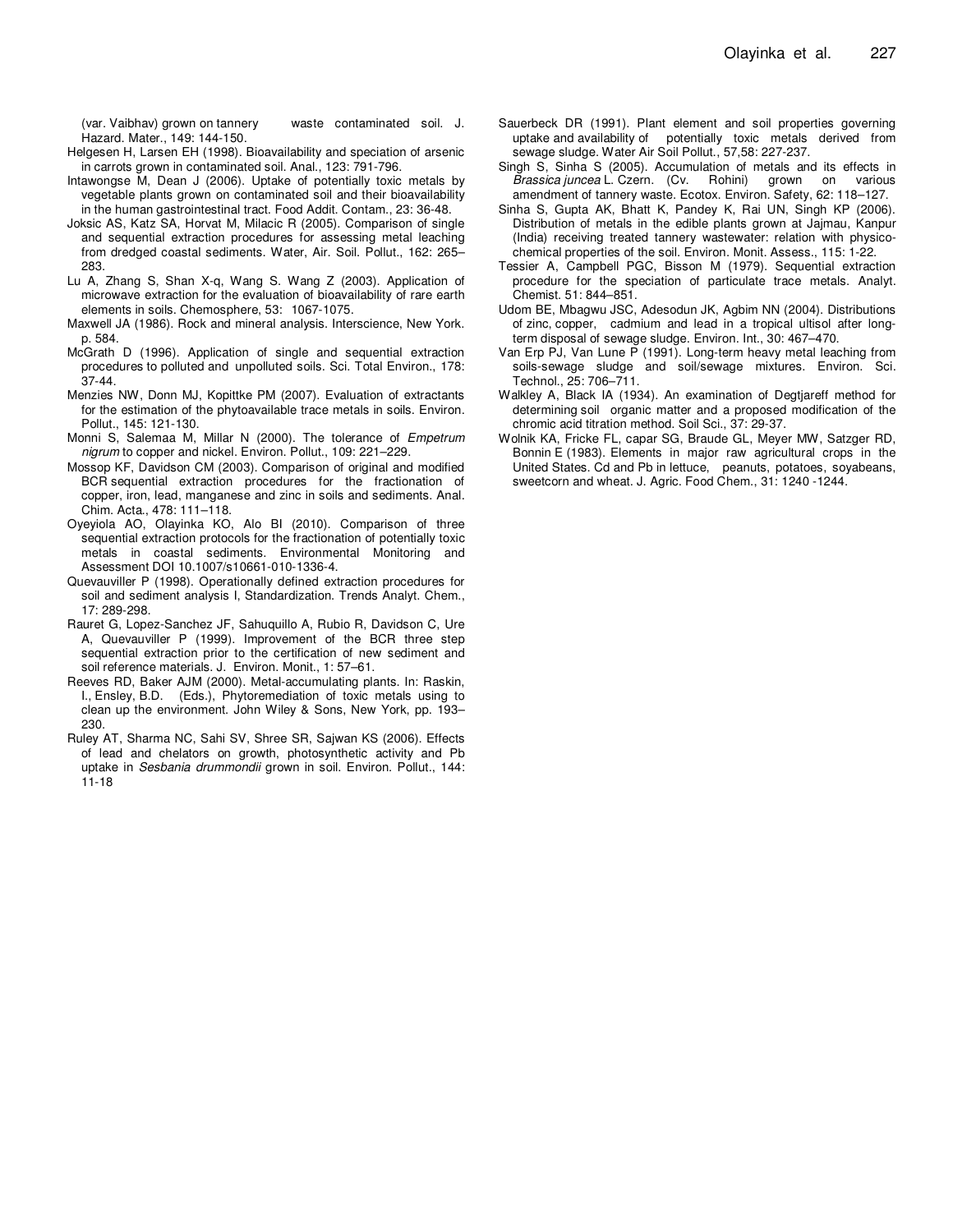(var. Vaibhav) grown on tannery waste contaminated soil. J. Hazard. Mater., 149: 144-150.

Helgesen H, Larsen EH (1998). Bioavailability and speciation of arsenic in carrots grown in contaminated soil. Anal., 123: 791-796.

Intawongse M, Dean J (2006). Uptake of potentially toxic metals by vegetable plants grown on contaminated soil and their bioavailability in the human gastrointestinal tract. Food Addit. Contam., 23: 36-48.

Joksic AS, Katz SA, Horvat M, Milacic R (2005). Comparison of single and sequential extraction procedures for assessing metal leaching from dredged coastal sediments. Water, Air. Soil. Pollut., 162: 265–283.

Lu A, Zhang S, Shan X-q, Wang S. Wang Z (2003). Application of microwave extraction for the evaluation of bioavailability of rare earth elements in soils. Chemosphere, 53: 1067-1075.

Maxwell JA (1986). Rock and mineral analysis. Interscience, New York. p. 584.

McGrath D (1996). Application of single and sequential extraction procedures to polluted and unpolluted soils. Sci. Total Environ., 178: 37-44.

Menzies NW, Donn MJ, Kopittke PM (2007). Evaluation of extractants for the estimation of the phytoavailable trace metals in soils. Environ. Pollut., 145: 121-130.

Monni S, Salemaa M, Millar N (2000). The tolerance of *Empetrum nigrum* to copper and nickel. Environ. Pollut., 109: 221–229.

Mossop KF, Davidson CM (2003). Comparison of original and modified BCR sequential extraction procedures for the fractionation of copper, iron, lead, manganese and zinc in soils and sediments. Anal. Chim. Acta., 478: 111–118.

Oyeyiola AO, Olayinka KO, Alo BI (2010). Comparison of three sequential extraction protocols for the fractionation of potentially toxic metals in coastal sediments. Environmental Monitoring and Assessment DOI 10.1007/s10661-010-1336-4.

Quevauviller P (1998). Operationally defined extraction procedures for soil and sediment analysis I, Standardization. Trends Analyt. Chem., 17: 289-298.

Rauret G, Lopez-Sanchez JF, Sahuquillo A, Rubio R, Davidson C, Ure A, Quevauviller P (1999). Improvement of the BCR three step sequential extraction prior to the certification of new sediment and soil reference materials. J. Environ. Monit., 1: 57–61.

Reeves RD, Baker AJM (2000). Metal-accumulating plants. In: Raskin, I., Ensley, B.D. (Eds.), Phytoremediation of toxic metals using to clean up the environment. John Wiley & Sons, New York, pp. 193–230.

Ruley AT, Sharma NC, Sahi SV, Shree SR, Sajwan KS (2006). Effects of lead and chelators on growth, photosynthetic activity and Pb uptake in *Sesbania drummondii* grown in soil. Environ. Pollut., 144: 11-18

Sauerbeck DR (1991). Plant element and soil properties governing uptake and availability of potentially toxic metals derived from sewage sludge. Water Air Soil Pollut., 57,58: 227-237.

Singh S, Sinha S (2005). Accumulation of metals and its effects in *Brassica juncea* L. Czern. (Cv. Rohini) grown on various amendment of tannery waste. Ecotox. Environ. Safety, 62: 118–127.

Sinha S, Gupta AK, Bhatt K, Pandey K, Rai UN, Singh KP (2006). Distribution of metals in the edible plants grown at Jajmau, Kanpur (India) receiving treated tannery wastewater: relation with physico-chemical properties of the soil. Environ. Monit. Assess., 115: 1-22.

Tessier A, Campbell PGC, Bisson M (1979). Sequential extraction procedure for the speciation of particulate trace metals. Analyt. Chemist. 51: 844–851.

Udom BE, Mbagwu JSC, Adesodun JK, Agbim NN (2004). Distributions of zinc, copper, cadmium and lead in a tropical ultisol after long-term disposal of sewage sludge. Environ. Int., 30: 467–470.

Van Erp PJ, Van Lune P (1991). Long-term heavy metal leaching from soils-sewage sludge and soil/sewage mixtures. Environ. Sci. Technol., 25: 706–711.

Walkley A, Black IA (1934). An examination of Degtjareff method for determining soil organic matter and a proposed modification of the chromic acid titration method. Soil Sci., 37: 29-37.

Wolnik KA, Fricke FL, capar SG, Braude GL, Meyer MW, Satzger RD, Bonnin E (1983). Elements in major raw agricultural crops in the United States. Cd and Pb in lettuce, peanuts, potatoes, soyabeans, sweetcorn and wheat. J. Agric. Food Chem., 31: 1240 -1244.